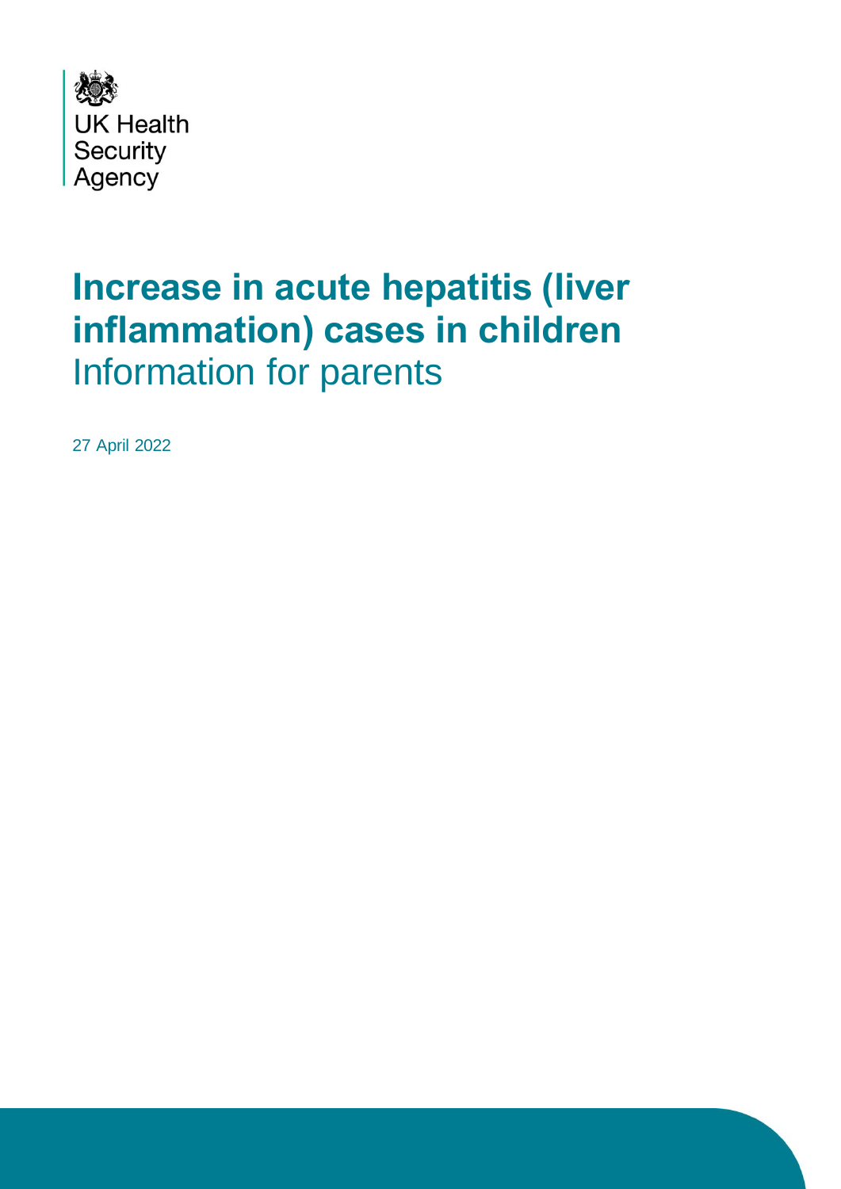UK Health Security Agency

# Increase in acute hepatitis (liver inflammation) cases in children

Information for parents

27 April 2022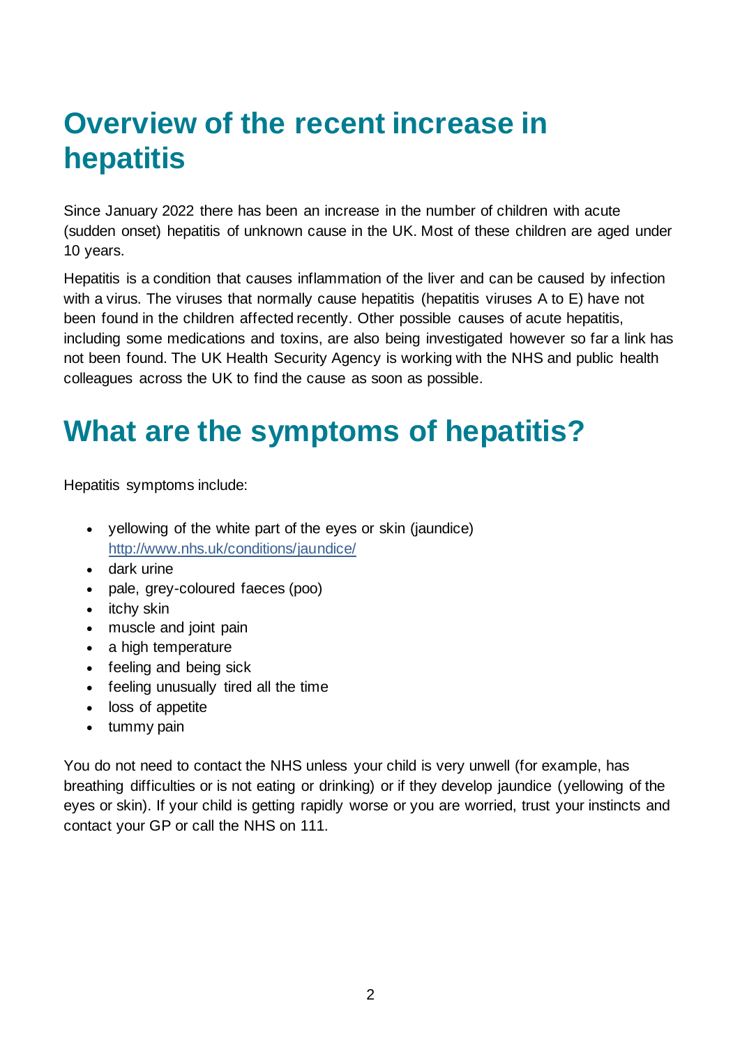# Overview of the recent increase in hepatitis

Since January 2022 there has been an increase in the number of children with acute (sudden onset) hepatitis of unknown cause in the UK. Most of these children are aged under 10 years.

Hepatitis is a condition that causes inflammation of the liver and can be caused by infection with a virus. The viruses that normally cause hepatitis (hepatitis viruses A to E) have not been found in the children affected recently. Other possible causes of acute hepatitis, including some medications and toxins, are also being investigated however so far a link has not been found. The UK Health Security Agency is working with the NHS and public health colleagues across the UK to find the cause as soon as possible.

# What are the symptoms of hepatitis?

Hepatitis symptoms include:

- yellowing of the white part of the eyes or skin (jaundice) [http://www.nhs.uk/conditions/jaundice/](http://www.nhs.uk/conditions/jaundice/)
- dark urine
- pale, grey-coloured faeces (poo)
- itchy skin
- muscle and joint pain
- a high temperature
- feeling and being sick
- feeling unusually tired all the time
- loss of appetite
- tummy pain

You do not need to contact the NHS unless your child is very unwell (for example, has breathing difficulties or is not eating or drinking) or if they develop jaundice (yellowing of the eyes or skin). If your child is getting rapidly worse or you are worried, trust your instincts and contact your GP or call the NHS on 111.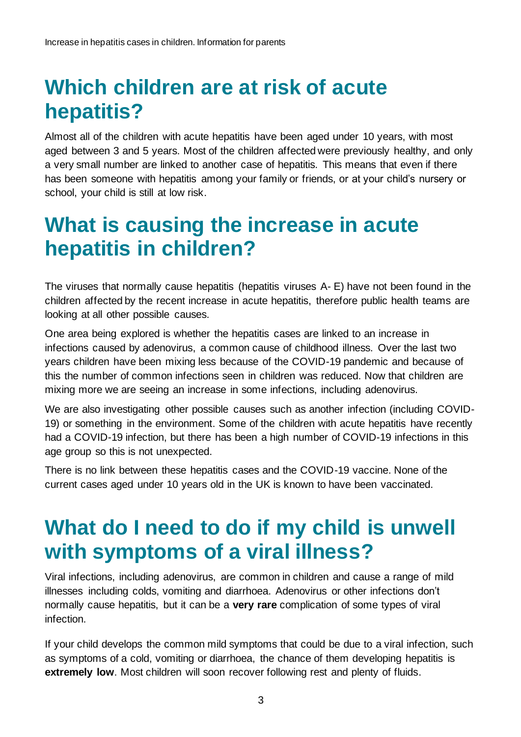## Which children are at risk of acute hepatitis?

Almost all of the children with acute hepatitis have been aged under 10 years, with most aged between 3 and 5 years. Most of the children affected were previously healthy, and only a very small number are linked to another case of hepatitis. This means that even if there has been someone with hepatitis among your family or friends, or at your child's nursery or school, your child is still at low risk.

## What is causing the increase in acute hepatitis in children?

The viruses that normally cause hepatitis (hepatitis viruses A- E) have not been found in the children affected by the recent increase in acute hepatitis, therefore public health teams are looking at all other possible causes.

One area being explored is whether the hepatitis cases are linked to an increase in infections caused by adenovirus, a common cause of childhood illness. Over the last two years children have been mixing less because of the COVID-19 pandemic and because of this the number of common infections seen in children was reduced. Now that children are mixing more we are seeing an increase in some infections, including adenovirus.

We are also investigating other possible causes such as another infection (including COVID-19) or something in the environment. Some of the children with acute hepatitis have recently had a COVID-19 infection, but there has been a high number of COVID-19 infections in this age group so this is not unexpected.

There is no link between these hepatitis cases and the COVID-19 vaccine. None of the current cases aged under 10 years old in the UK is known to have been vaccinated.

## What do I need to do if my child is unwell with symptoms of a viral illness?

Viral infections, including adenovirus, are common in children and cause a range of mild illnesses including colds, vomiting and diarrhoea. Adenovirus or other infections don't normally cause hepatitis, but it can be a **very rare** complication of some types of viral infection.

If your child develops the common mild symptoms that could be due to a viral infection, such as symptoms of a cold, vomiting or diarrhoea, the chance of them developing hepatitis is **extremely low**. Most children will soon recover following rest and plenty of fluids.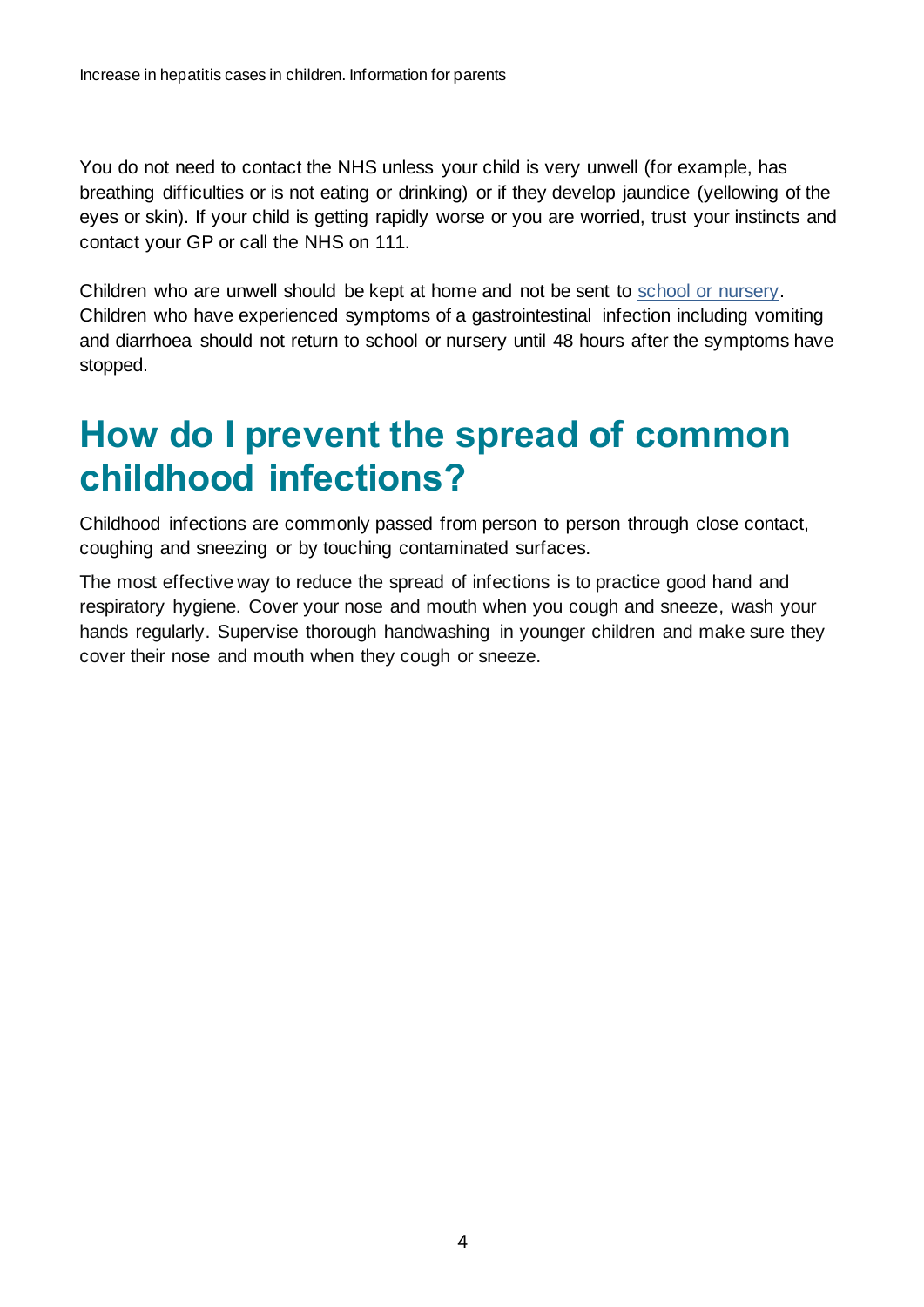You do not need to contact the NHS unless your child is very unwell (for example, has breathing difficulties or is not eating or drinking) or if they develop jaundice (yellowing of the eyes or skin). If your child is getting rapidly worse or you are worried, trust your instincts and contact your GP or call the NHS on 111.

Children who are unwell should be kept at home and not be sent to school or nursery. Children who have experienced symptoms of a gastrointestinal infection including vomiting and diarrhoea should not return to school or nursery until 48 hours after the symptoms have stopped.

# How do I prevent the spread of common childhood infections?

Childhood infections are commonly passed from person to person through close contact, coughing and sneezing or by touching contaminated surfaces.

The most effective way to reduce the spread of infections is to practice good hand and respiratory hygiene. Cover your nose and mouth when you cough and sneeze, wash your hands regularly. Supervise thorough handwashing in younger children and make sure they cover their nose and mouth when they cough or sneeze.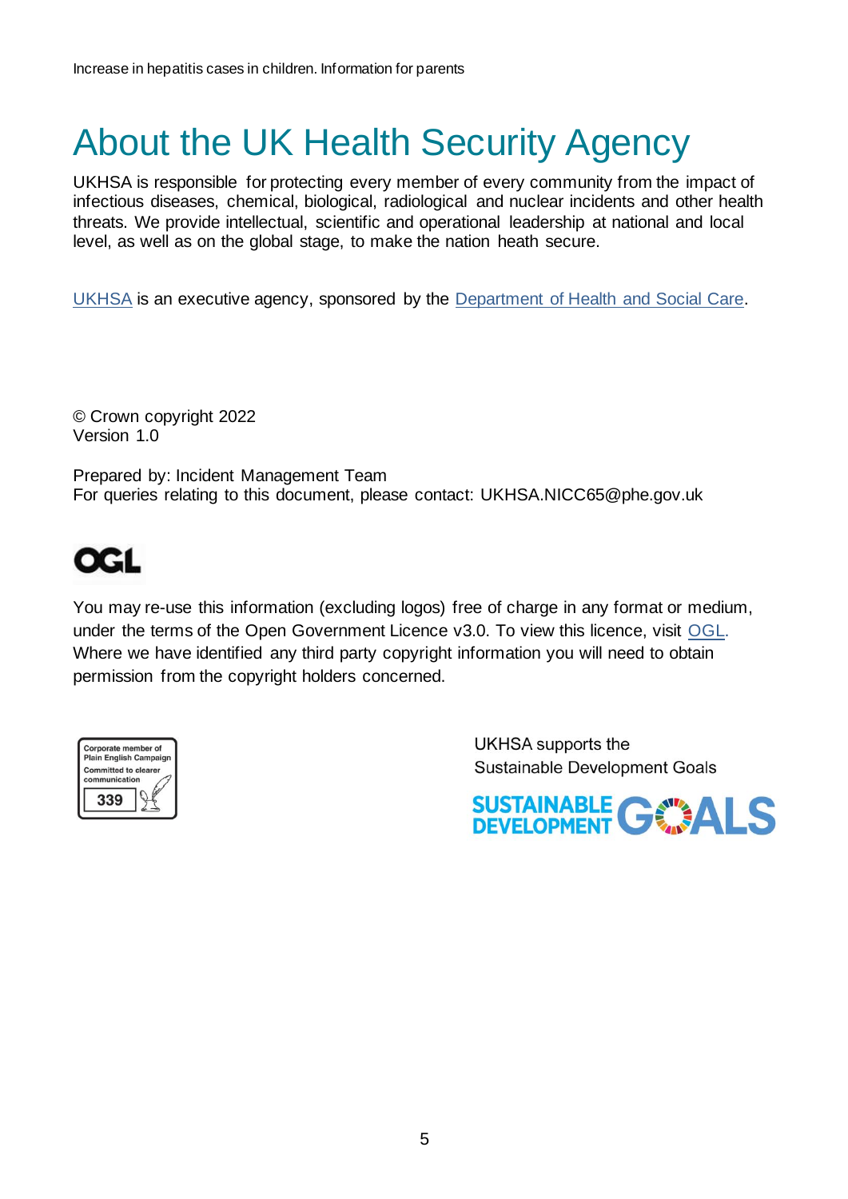# About the UK Health Security Agency

UKHSA is responsible for protecting every member of every community from the impact of infectious diseases, chemical, biological, radiological and nuclear incidents and other health threats. We provide intellectual, scientific and operational leadership at national and local level, as well as on the global stage, to make the nation heath secure.

UKHSA is an executive agency, sponsored by the Department of Health and Social Care.

© Crown copyright 2022
Version 1.0

Prepared by: Incident Management Team
For queries relating to this document, please contact: UKHSA.NICC65@phe.gov.uk

OGL

You may re-use this information (excluding logos) free of charge in any format or medium, under the terms of the Open Government Licence v3.0. To view this licence, visit OGL. Where we have identified any third party copyright information you will need to obtain permission from the copyright holders concerned.

Corporate member of Plain English Campaign
Committed to clearer communication
339

UKHSA supports the Sustainable Development Goals

SUSTAINABLE DEVELOPMENT GOALS